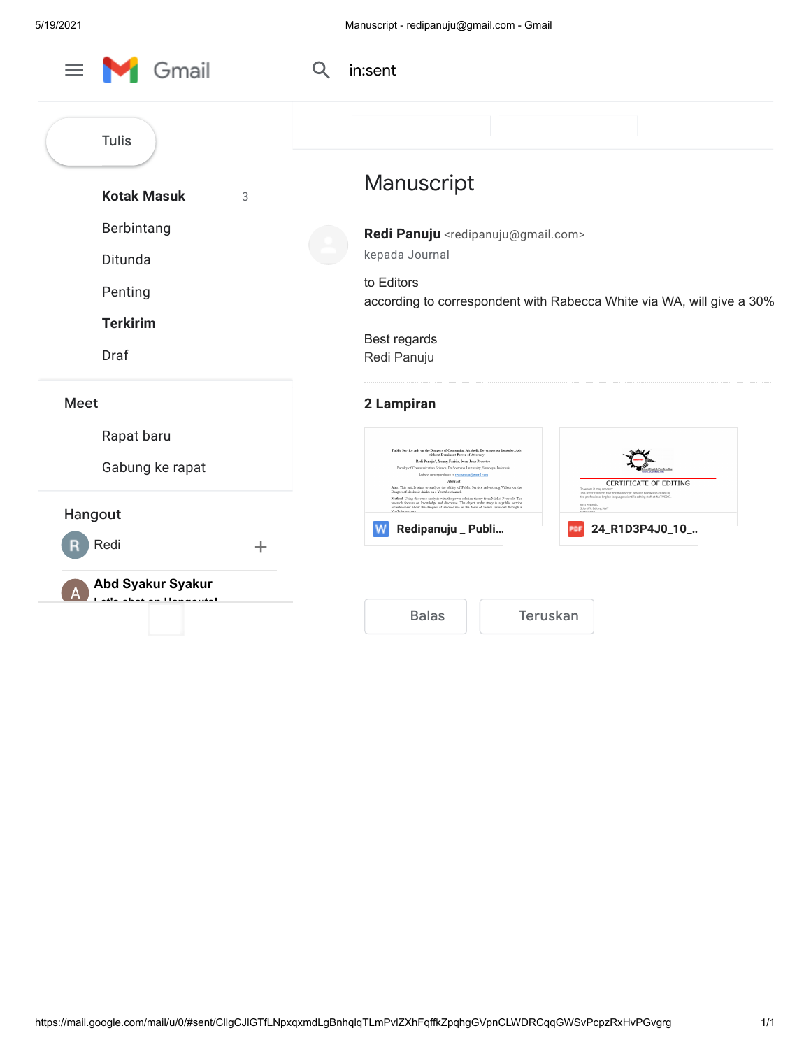Tulis

**Kotak Masuk** 3

Berbintang

Ditunda

Penting

**Terkirim**

Draf

Meet

Rapat baru

Gabung ke rapat

Hangout

Redi

**Abd Syakur Syakur**

# Manuscript

**Redi Panuju** <redipanuju@gmail.com>

kepada Journal

to Editors

according to correspondent with Rabecca White via WA, will give a 30%

Best regards

Redi Panuju

**2 Lampiran**

- Redipanuju _ Publi...
- 24_R1D3P4J0_10_...

Balas | Teruskan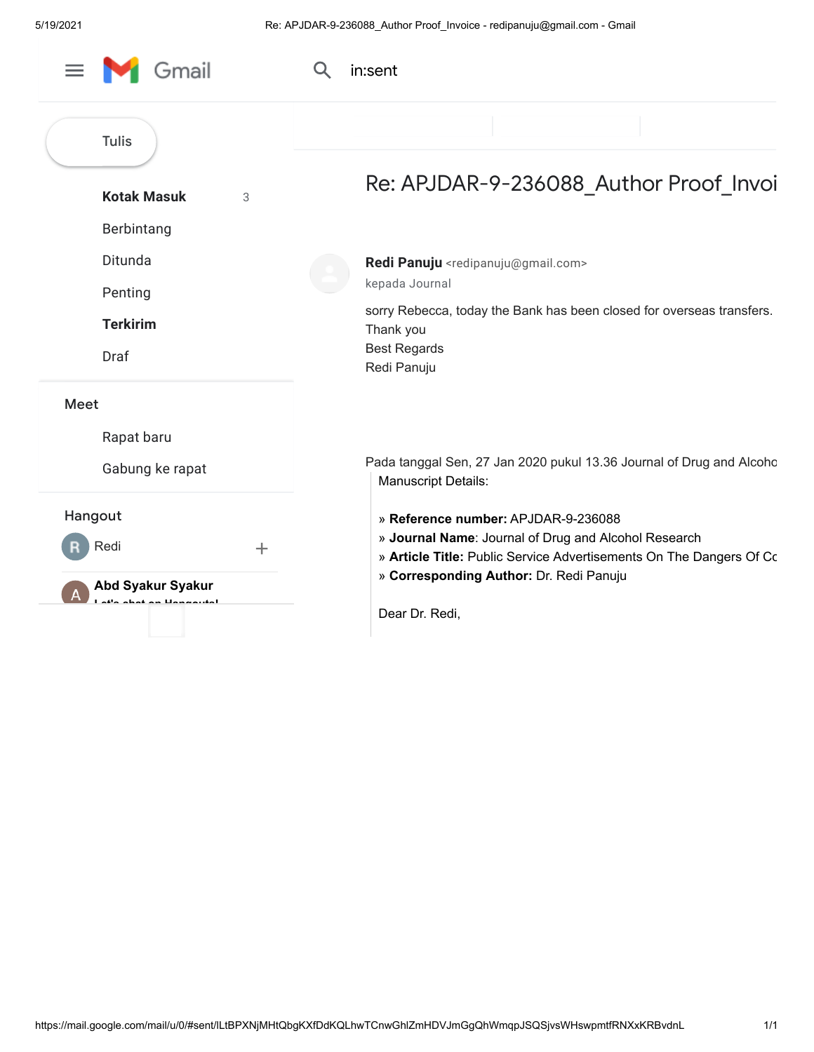Gmail

in:sent

Tulis

**Kotak Masuk** 3

Berbintang

Ditunda

Penting

**Terkirim**

Draf

Meet

Rapat baru

Gabung ke rapat

Hangout

Redi

**Abd Syakur Syakur**

# Re: APJDAR-9-236088_Author Proof_Invoi

**Redi Panuju** <redipanuju@gmail.com>
kepada Journal

sorry Rebecca, today the Bank has been closed for overseas transfers.
Thank you
Best Regards
Redi Panuju

Pada tanggal Sen, 27 Jan 2020 pukul 13.36 Journal of Drug and Alcoho

> Manuscript Details:
>
> » **Reference number:** APJDAR-9-236088
> » **Journal Name**: Journal of Drug and Alcohol Research
> » **Article Title:** Public Service Advertisements On The Dangers Of Co
> » **Corresponding Author:** Dr. Redi Panuju
>
> Dear Dr. Redi,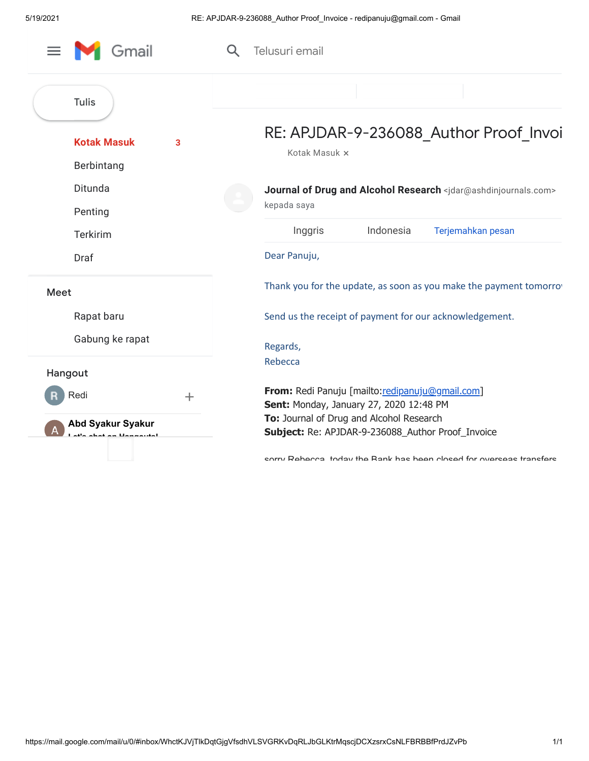Gmail

Telusuri email

Tulis

Kotak Masuk 3

Berbintang

Ditunda

Penting

Terkirim

Draf

Meet

Rapat baru

Gabung ke rapat

Hangout

Redi

Abd Syakur Syakur

# RE: APJDAR-9-236088_Author Proof_Invoi

Kotak Masuk ×

**Journal of Drug and Alcohol Research** <jdar@ashdinjournals.com>
kepada saya

Inggris Indonesia Terjemahkan pesan

Dear Panuju,

Thank you for the update, as soon as you make the payment tomorro

Send us the receipt of payment for our acknowledgement.

Regards,
Rebecca

**From:** Redi Panuju [mailto:redipanuju@gmail.com]
**Sent:** Monday, January 27, 2020 12:48 PM
**To:** Journal of Drug and Alcohol Research
**Subject:** Re: APJDAR-9-236088_Author Proof_Invoice

sorry Rebecca, today the Bank has been closed for overseas transfers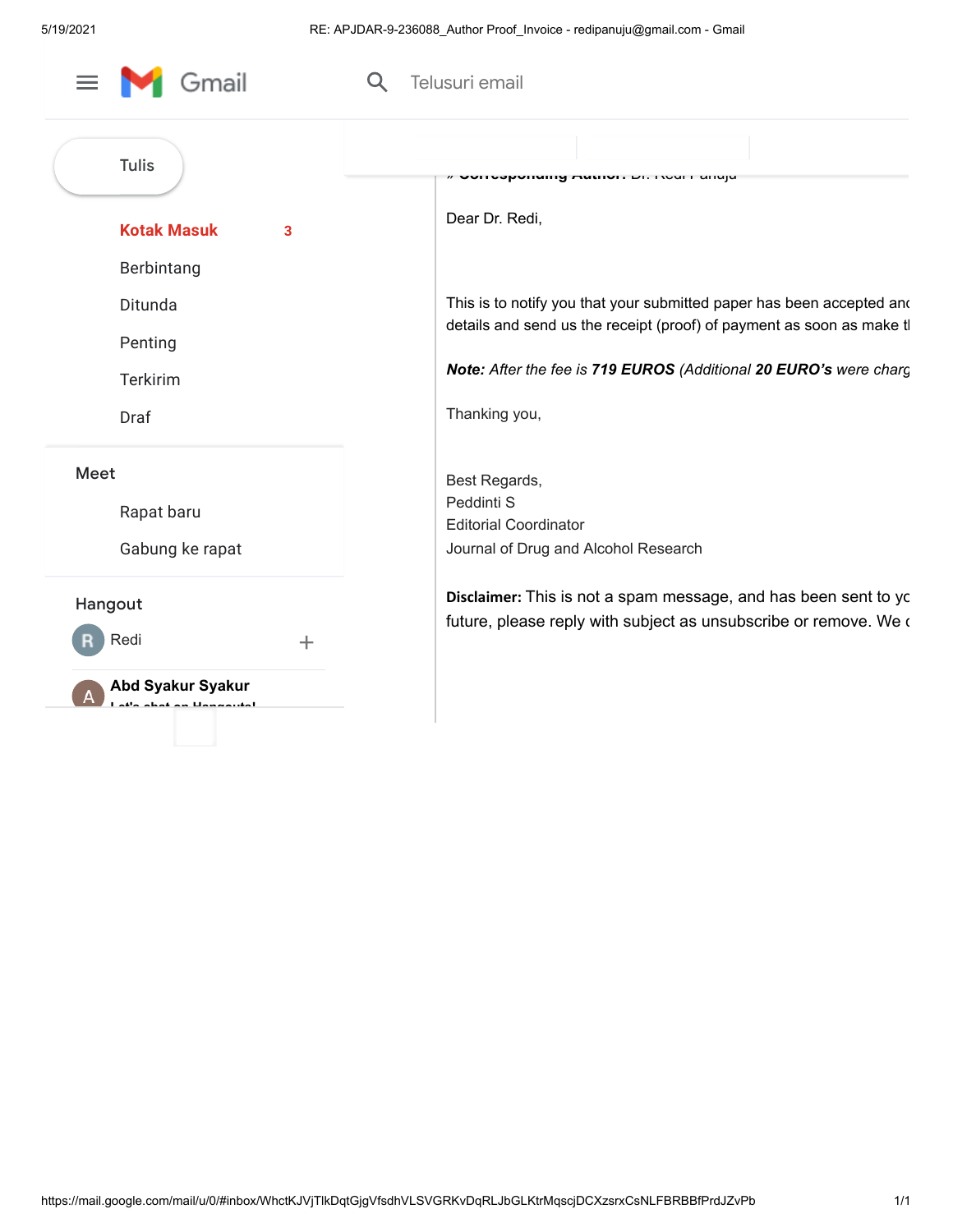Gmail

Telusuri email

Tulis

Kotak Masuk 3

Berbintang

Ditunda

Penting

Terkirim

Draf

Meet

Rapat baru

Gabung ke rapat

Hangout

Redi

Abd Syakur Syakur

// Corresponding Author: Dr. Redi Panuju

Dear Dr. Redi,

This is to notify you that your submitted paper has been accepted and details and send us the receipt (proof) of payment as soon as make t

***Note:*** *After the fee is* ***719 EUROS*** *(Additional* ***20 EURO's*** *were charg*

Thanking you,

Best Regards,
Peddinti S
Editorial Coordinator
Journal of Drug and Alcohol Research

**Disclaimer:** This is not a spam message, and has been sent to yo future, please reply with subject as unsubscribe or remove. We c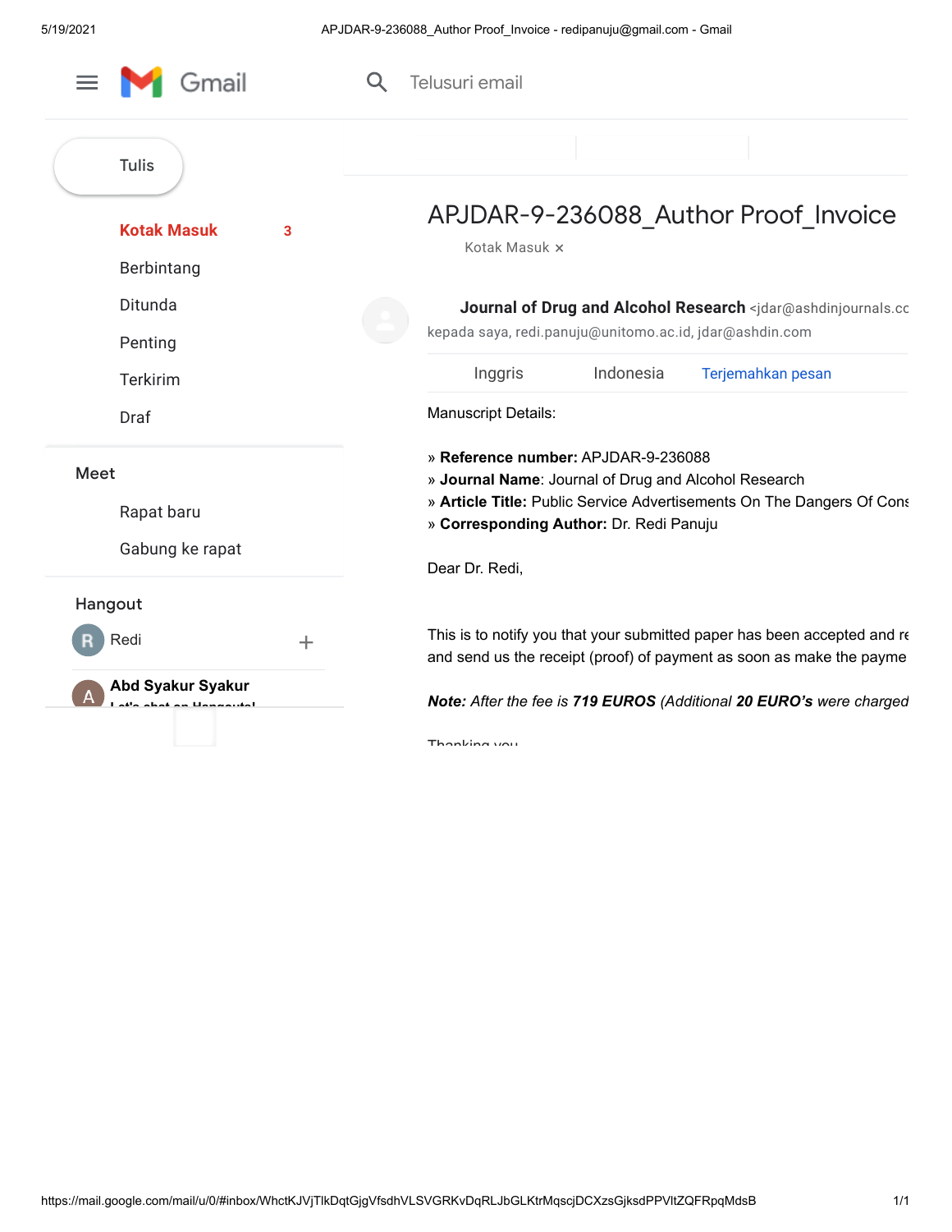# APJDAR-9-236088_Author Proof_Invoice

Kotak Masuk ×

**Journal of Drug and Alcohol Research** <jdar@ashdinjournals.cc

kepada saya, redi.panuju@unitomo.ac.id, jdar@ashdin.com

Inggris Indonesia Terjemahkan pesan

Manuscript Details:

» **Reference number:** APJDAR-9-236088
» **Journal Name**: Journal of Drug and Alcohol Research
» **Article Title:** Public Service Advertisements On The Dangers Of Cons
» **Corresponding Author:** Dr. Redi Panuju

Dear Dr. Redi,

This is to notify you that your submitted paper has been accepted and re
and send us the receipt (proof) of payment as soon as make the payme

***Note:*** *After the fee is* ***719 EUROS*** *(Additional* ***20 EURO's*** *were charged*

Thanking you